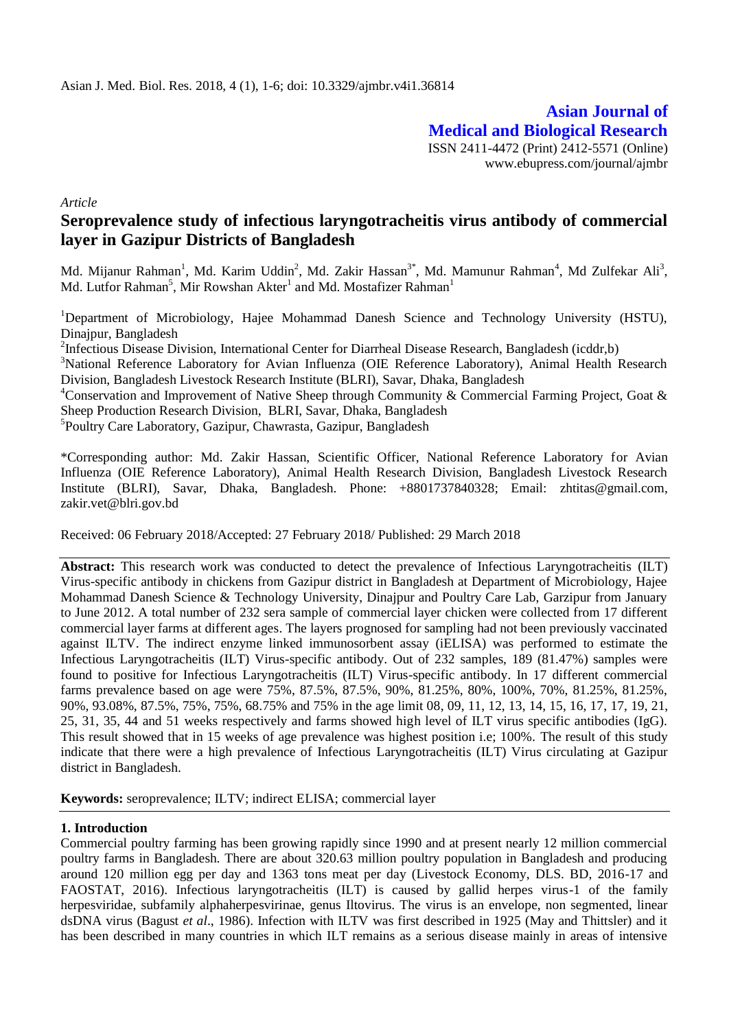**Asian Journal of Medical and Biological Research**

ISSN 2411-4472 (Print) 2412-5571 (Online)
www.ebupress.com/journal/ajmbr

*Article*

# Seroprevalence study of infectious laryngotracheitis virus antibody of commercial layer in Gazipur Districts of Bangladesh

Md. Mijanur Rahman[1], Md. Karim Uddin[2], Md. Zakir Hassan[3*], Md. Mamunur Rahman[4], Md Zulfekar Ali[3], Md. Lutfor Rahman[5], Mir Rowshan Akter[1] and Md. Mostafizer Rahman[1]

[1]Department of Microbiology, Hajee Mohammad Danesh Science and Technology University (HSTU), Dinajpur, Bangladesh

[2]Infectious Disease Division, International Center for Diarrheal Disease Research, Bangladesh (icddr,b)

[3]National Reference Laboratory for Avian Influenza (OIE Reference Laboratory), Animal Health Research Division, Bangladesh Livestock Research Institute (BLRI), Savar, Dhaka, Bangladesh

[4]Conservation and Improvement of Native Sheep through Community & Commercial Farming Project, Goat & Sheep Production Research Division, BLRI, Savar, Dhaka, Bangladesh

[5]Poultry Care Laboratory, Gazipur, Chawrasta, Gazipur, Bangladesh

*Corresponding author: Md. Zakir Hassan, Scientific Officer, National Reference Laboratory for Avian Influenza (OIE Reference Laboratory), Animal Health Research Division, Bangladesh Livestock Research Institute (BLRI), Savar, Dhaka, Bangladesh. Phone: +8801737840328; Email: zhtitas@gmail.com, zakir.vet@blri.gov.bd

Received: 06 February 2018/Accepted: 27 February 2018/ Published: 29 March 2018

**Abstract:** This research work was conducted to detect the prevalence of Infectious Laryngotracheitis (ILT) Virus-specific antibody in chickens from Gazipur district in Bangladesh at Department of Microbiology, Hajee Mohammad Danesh Science & Technology University, Dinajpur and Poultry Care Lab, Garzipur from January to June 2012. A total number of 232 sera sample of commercial layer chicken were collected from 17 different commercial layer farms at different ages. The layers prognosed for sampling had not been previously vaccinated against ILTV. The indirect enzyme linked immunosorbent assay (iELISA) was performed to estimate the Infectious Laryngotracheitis (ILT) Virus-specific antibody. Out of 232 samples, 189 (81.47%) samples were found to positive for Infectious Laryngotracheitis (ILT) Virus-specific antibody. In 17 different commercial farms prevalence based on age were 75%, 87.5%, 87.5%, 90%, 81.25%, 80%, 100%, 70%, 81.25%, 81.25%, 90%, 93.08%, 87.5%, 75%, 75%, 68.75% and 75% in the age limit 08, 09, 11, 12, 13, 14, 15, 16, 17, 17, 19, 21, 25, 31, 35, 44 and 51 weeks respectively and farms showed high level of ILT virus specific antibodies (IgG). This result showed that in 15 weeks of age prevalence was highest position i.e; 100%. The result of this study indicate that there were a high prevalence of Infectious Laryngotracheitis (ILT) Virus circulating at Gazipur district in Bangladesh.

**Keywords:** seroprevalence; ILTV; indirect ELISA; commercial layer

## 1. Introduction

Commercial poultry farming has been growing rapidly since 1990 and at present nearly 12 million commercial poultry farms in Bangladesh. There are about 320.63 million poultry population in Bangladesh and producing around 120 million egg per day and 1363 tons meat per day (Livestock Economy, DLS. BD, 2016-17 and FAOSTAT, 2016). Infectious laryngotracheitis (ILT) is caused by gallid herpes virus-1 of the family herpesviridae, subfamily alphaherpesvirinae, genus Iltovirus. The virus is an envelope, non segmented, linear dsDNA virus (Bagust *et al*., 1986). Infection with ILTV was first described in 1925 (May and Thittsler) and it has been described in many countries in which ILT remains as a serious disease mainly in areas of intensive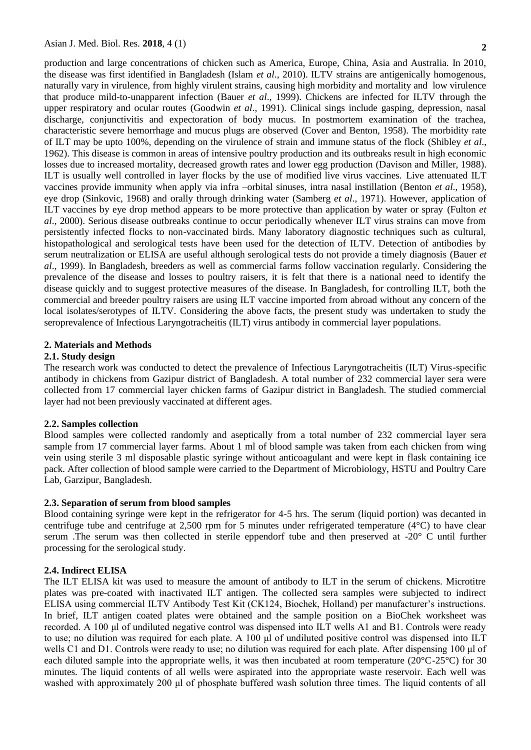production and large concentrations of chicken such as America, Europe, China, Asia and Australia. In 2010, the disease was first identified in Bangladesh (Islam *et al*., 2010). ILTV strains are antigenically homogenous, naturally vary in virulence, from highly virulent strains, causing high morbidity and mortality and low virulence that produce mild-to-unapparent infection (Bauer *et al*., 1999). Chickens are infected for ILTV through the upper respiratory and ocular routes (Goodwin *et al*., 1991). Clinical sings include gasping, depression, nasal discharge, conjunctivitis and expectoration of body mucus. In postmortem examination of the trachea, characteristic severe hemorrhage and mucus plugs are observed (Cover and Benton, 1958). The morbidity rate of ILT may be upto 100%, depending on the virulence of strain and immune status of the flock (Shibley *et al*., 1962). This disease is common in areas of intensive poultry production and its outbreaks result in high economic losses due to increased mortality, decreased growth rates and lower egg production (Davison and Miller, 1988). ILT is usually well controlled in layer flocks by the use of modified live virus vaccines. Live attenuated ILT vaccines provide immunity when apply via infra –orbital sinuses, intra nasal instillation (Benton *et al*., 1958), eye drop (Sinkovic, 1968) and orally through drinking water (Samberg *et al*., 1971). However, application of ILT vaccines by eye drop method appears to be more protective than application by water or spray (Fulton *et al*., 2000). Serious disease outbreaks continue to occur periodically whenever ILT virus strains can move from persistently infected flocks to non-vaccinated birds. Many laboratory diagnostic techniques such as cultural, histopathological and serological tests have been used for the detection of ILTV. Detection of antibodies by serum neutralization or ELISA are useful although serological tests do not provide a timely diagnosis (Bauer *et al*., 1999). In Bangladesh, breeders as well as commercial farms follow vaccination regularly. Considering the prevalence of the disease and losses to poultry raisers, it is felt that there is a national need to identify the disease quickly and to suggest protective measures of the disease. In Bangladesh, for controlling ILT, both the commercial and breeder poultry raisers are using ILT vaccine imported from abroad without any concern of the local isolates/serotypes of ILTV. Considering the above facts, the present study was undertaken to study the seroprevalence of Infectious Laryngotracheitis (ILT) virus antibody in commercial layer populations.

## 2. Materials and Methods

### 2.1. Study design

The research work was conducted to detect the prevalence of Infectious Laryngotracheitis (ILT) Virus-specific antibody in chickens from Gazipur district of Bangladesh. A total number of 232 commercial layer sera were collected from 17 commercial layer chicken farms of Gazipur district in Bangladesh. The studied commercial layer had not been previously vaccinated at different ages.

### 2.2. Samples collection

Blood samples were collected randomly and aseptically from a total number of 232 commercial layer sera sample from 17 commercial layer farms. About 1 ml of blood sample was taken from each chicken from wing vein using sterile 3 ml disposable plastic syringe without anticoagulant and were kept in flask containing ice pack. After collection of blood sample were carried to the Department of Microbiology, HSTU and Poultry Care Lab, Garzipur, Bangladesh.

### 2.3. Separation of serum from blood samples

Blood containing syringe were kept in the refrigerator for 4-5 hrs. The serum (liquid portion) was decanted in centrifuge tube and centrifuge at 2,500 rpm for 5 minutes under refrigerated temperature (4°C) to have clear serum .The serum was then collected in sterile eppendorf tube and then preserved at -20° C until further processing for the serological study.

### 2.4. Indirect ELISA

The ILT ELISA kit was used to measure the amount of antibody to ILT in the serum of chickens. Microtitre plates was pre-coated with inactivated ILT antigen. The collected sera samples were subjected to indirect ELISA using commercial ILTV Antibody Test Kit (CK124, Biochek, Holland) per manufacturer's instructions. In brief, ILT antigen coated plates were obtained and the sample position on a BioChek worksheet was recorded. A 100 μl of undiluted negative control was dispensed into ILT wells A1 and B1. Controls were ready to use; no dilution was required for each plate. A 100 μl of undiluted positive control was dispensed into ILT wells C1 and D1. Controls were ready to use; no dilution was required for each plate. After dispensing 100 μl of each diluted sample into the appropriate wells, it was then incubated at room temperature (20°C-25°C) for 30 minutes. The liquid contents of all wells were aspirated into the appropriate waste reservoir. Each well was washed with approximately 200 μl of phosphate buffered wash solution three times. The liquid contents of all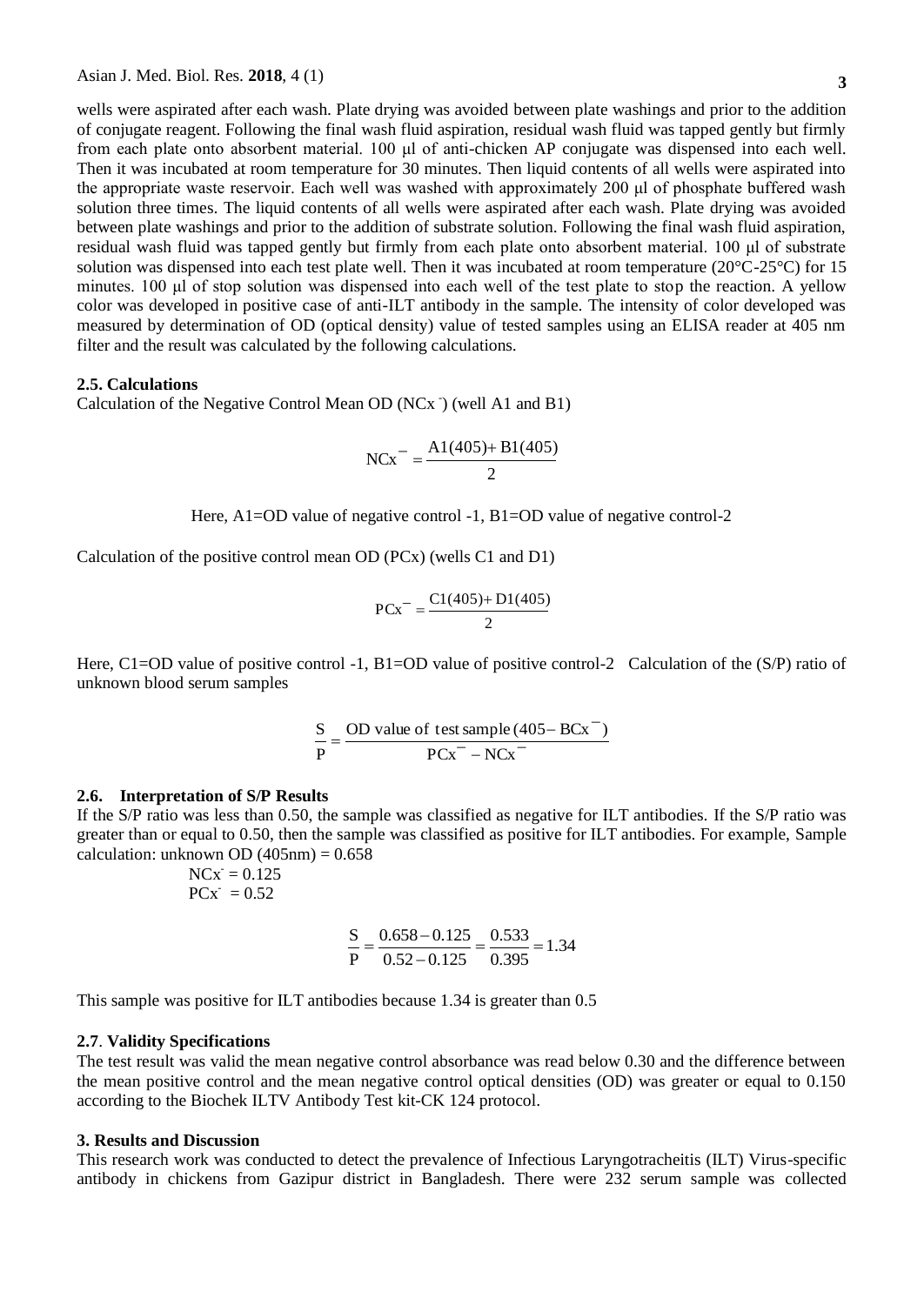wells were aspirated after each wash. Plate drying was avoided between plate washings and prior to the addition of conjugate reagent. Following the final wash fluid aspiration, residual wash fluid was tapped gently but firmly from each plate onto absorbent material. 100 µl of anti-chicken AP conjugate was dispensed into each well. Then it was incubated at room temperature for 30 minutes. Then liquid contents of all wells were aspirated into the appropriate waste reservoir. Each well was washed with approximately 200 µl of phosphate buffered wash solution three times. The liquid contents of all wells were aspirated after each wash. Plate drying was avoided between plate washings and prior to the addition of substrate solution. Following the final wash fluid aspiration, residual wash fluid was tapped gently but firmly from each plate onto absorbent material. 100 µl of substrate solution was dispensed into each test plate well. Then it was incubated at room temperature (20°C-25°C) for 15 minutes. 100 µl of stop solution was dispensed into each well of the test plate to stop the reaction. A yellow color was developed in positive case of anti-ILT antibody in the sample. The intensity of color developed was measured by determination of OD (optical density) value of tested samples using an ELISA reader at 405 nm filter and the result was calculated by the following calculations.

### 2.5. Calculations

Calculation of the Negative Control Mean OD ($NCx^-$) (well A1 and B1)

$$NCx^- = \frac{A1(405) + B1(405)}{2}$$

Here, A1=OD value of negative control -1, B1=OD value of negative control-2

Calculation of the positive control mean OD (PCx) (wells C1 and D1)

$$PCx^- = \frac{C1(405) + D1(405)}{2}$$

Here, C1=OD value of positive control -1, B1=OD value of positive control-2 Calculation of the (S/P) ratio of unknown blood serum samples

$$\frac{S}{P} = \frac{\text{OD value of test sample } (405 - BCx^-)}{PCx^- - NCx^-}$$

### 2.6. Interpretation of S/P Results

If the S/P ratio was less than 0.50, the sample was classified as negative for ILT antibodies. If the S/P ratio was greater than or equal to 0.50, then the sample was classified as positive for ILT antibodies. For example, Sample calculation: unknown OD (405nm) = 0.658

$NCx^- = 0.125$
$PCx^- = 0.52$

$$\frac{S}{P} = \frac{0.658 - 0.125}{0.52 - 0.125} = \frac{0.533}{0.395} = 1.34$$

This sample was positive for ILT antibodies because 1.34 is greater than 0.5

### 2.7. Validity Specifications

The test result was valid the mean negative control absorbance was read below 0.30 and the difference between the mean positive control and the mean negative control optical densities (OD) was greater or equal to 0.150 according to the Biochek ILTV Antibody Test kit-CK 124 protocol.

## 3. Results and Discussion

This research work was conducted to detect the prevalence of Infectious Laryngotracheitis (ILT) Virus-specific antibody in chickens from Gazipur district in Bangladesh. There were 232 serum sample was collected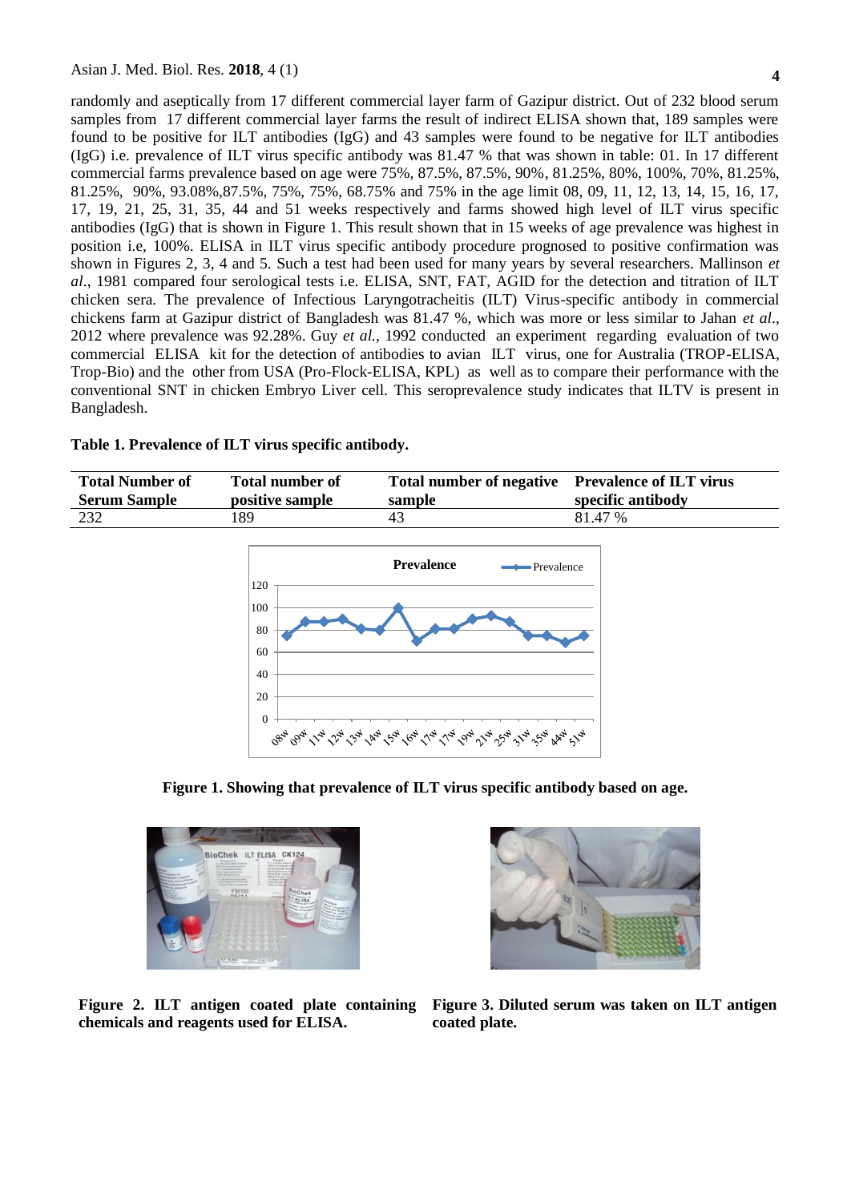randomly and aseptically from 17 different commercial layer farm of Gazipur district. Out of 232 blood serum samples from 17 different commercial layer farms the result of indirect ELISA shown that, 189 samples were found to be positive for ILT antibodies (IgG) and 43 samples were found to be negative for ILT antibodies (IgG) i.e. prevalence of ILT virus specific antibody was 81.47 % that was shown in table: 01. In 17 different commercial farms prevalence based on age were 75%, 87.5%, 87.5%, 90%, 81.25%, 80%, 100%, 70%, 81.25%, 81.25%, 90%, 93.08%,87.5%, 75%, 75%, 68.75% and 75% in the age limit 08, 09, 11, 12, 13, 14, 15, 16, 17, 17, 19, 21, 25, 31, 35, 44 and 51 weeks respectively and farms showed high level of ILT virus specific antibodies (IgG) that is shown in Figure 1. This result shown that in 15 weeks of age prevalence was highest in position i.e, 100%. ELISA in ILT virus specific antibody procedure prognosed to positive confirmation was shown in Figures 2, 3, 4 and 5. Such a test had been used for many years by several researchers. Mallinson *et al*., 1981 compared four serological tests i.e. ELISA, SNT, FAT, AGID for the detection and titration of ILT chicken sera. The prevalence of Infectious Laryngotracheitis (ILT) Virus-specific antibody in commercial chickens farm at Gazipur district of Bangladesh was 81.47 %, which was more or less similar to Jahan *et al*., 2012 where prevalence was 92.28%. Guy *et al.,* 1992 conducted an experiment regarding evaluation of two commercial ELISA kit for the detection of antibodies to avian ILT virus, one for Australia (TROP-ELISA, Trop-Bio) and the other from USA (Pro-Flock-ELISA, KPL) as well as to compare their performance with the conventional SNT in chicken Embryo Liver cell. This seroprevalence study indicates that ILTV is present in Bangladesh.

**Table 1. Prevalence of ILT virus specific antibody.**

| Total Number of Serum Sample | Total number of positive sample | Total number of negative sample | Prevalence of ILT virus specific antibody |
|---|---|---|---|
| 232 | 189 | 43 | 81.47 % |

**Figure 1. Showing that prevalence of ILT virus specific antibody based on age.**

**Figure 2. ILT antigen coated plate containing chemicals and reagents used for ELISA.**

**Figure 3. Diluted serum was taken on ILT antigen coated plate.**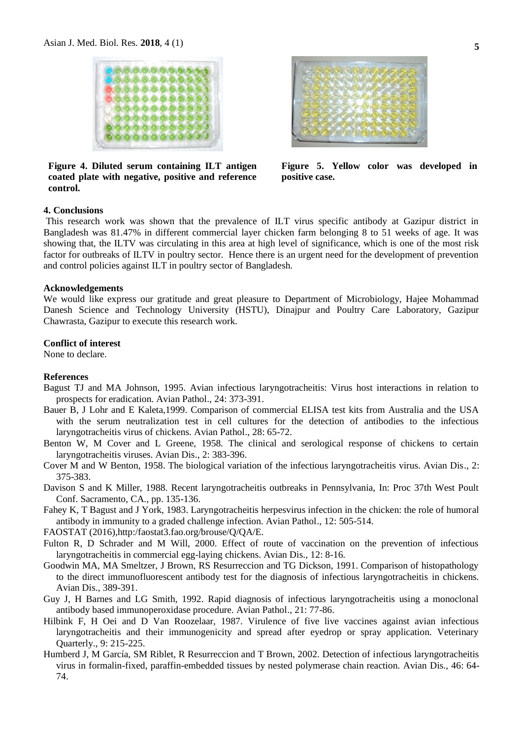**Figure 4. Diluted serum containing ILT antigen coated plate with negative, positive and reference control.**

**Figure 5. Yellow color was developed in positive case.**

## 4. Conclusions

This research work was shown that the prevalence of ILT virus specific antibody at Gazipur district in Bangladesh was 81.47% in different commercial layer chicken farm belonging 8 to 51 weeks of age. It was showing that, the ILTV was circulating in this area at high level of significance, which is one of the most risk factor for outbreaks of ILTV in poultry sector. Hence there is an urgent need for the development of prevention and control policies against ILT in poultry sector of Bangladesh.

## Acknowledgements

We would like express our gratitude and great pleasure to Department of Microbiology, Hajee Mohammad Danesh Science and Technology University (HSTU), Dinajpur and Poultry Care Laboratory, Gazipur Chawrasta, Gazipur to execute this research work.

## Conflict of interest

None to declare.

## References

Bagust TJ and MA Johnson, 1995. Avian infectious laryngotracheitis: Virus host interactions in relation to prospects for eradication. Avian Pathol., 24: 373-391.

Bauer B, J Lohr and E Kaleta,1999. Comparison of commercial ELISA test kits from Australia and the USA with the serum neutralization test in cell cultures for the detection of antibodies to the infectious laryngotracheitis virus of chickens. Avian Pathol., 28: 65-72.

Benton W, M Cover and L Greene, 1958. The clinical and serological response of chickens to certain laryngotracheitis viruses. Avian Dis., 2: 383-396.

Cover M and W Benton, 1958. The biological variation of the infectious laryngotracheitis virus. Avian Dis., 2: 375-383.

Davison S and K Miller, 1988. Recent laryngotracheitis outbreaks in Pennsylvania, In: Proc 37th West Poult Conf. Sacramento, CA., pp. 135-136.

Fahey K, T Bagust and J York, 1983. Laryngotracheitis herpesvirus infection in the chicken: the role of humoral antibody in immunity to a graded challenge infection. Avian Pathol., 12: 505-514.

FAOSTAT (2016),http:faostat3.fao.org/brouse/Q/QA/E.

Fulton R, D Schrader and M Will, 2000. Effect of route of vaccination on the prevention of infectious laryngotracheitis in commercial egg-laying chickens. Avian Dis., 12: 8-16.

Goodwin MA, MA Smeltzer, J Brown, RS Resurreccion and TG Dickson, 1991. Comparison of histopathology to the direct immunofluorescent antibody test for the diagnosis of infectious laryngotracheitis in chickens. Avian Dis., 389-391.

Guy J, H Barnes and LG Smith, 1992. Rapid diagnosis of infectious laryngotracheitis using a monoclonal antibody based immunoperoxidase procedure. Avian Pathol., 21: 77-86.

Hilbink F, H Oei and D Van Roozelaar, 1987. Virulence of five live vaccines against avian infectious laryngotracheitis and their immunogenicity and spread after eyedrop or spray application. Veterinary Quarterly., 9: 215-225.

Humberd J, M García, SM Riblet, R Resurreccion and T Brown, 2002. Detection of infectious laryngotracheitis virus in formalin-fixed, paraffin-embedded tissues by nested polymerase chain reaction. Avian Dis., 46: 64-74.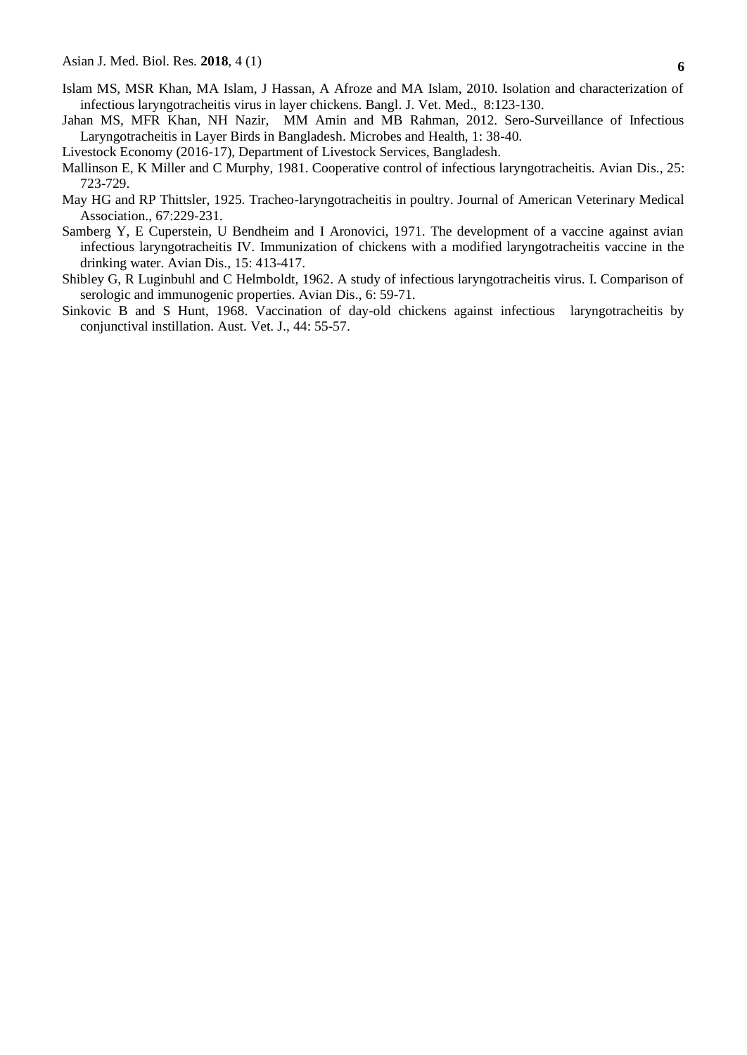Islam MS, MSR Khan, MA Islam, J Hassan, A Afroze and MA Islam, 2010. Isolation and characterization of infectious laryngotracheitis virus in layer chickens. Bangl. J. Vet. Med., 8:123-130.

Jahan MS, MFR Khan, NH Nazir, MM Amin and MB Rahman, 2012. Sero-Surveillance of Infectious Laryngotracheitis in Layer Birds in Bangladesh. Microbes and Health, 1: 38-40.

Livestock Economy (2016-17), Department of Livestock Services, Bangladesh.

Mallinson E, K Miller and C Murphy, 1981. Cooperative control of infectious laryngotracheitis. Avian Dis., 25: 723-729.

May HG and RP Thittsler, 1925. Tracheo-laryngotracheitis in poultry. Journal of American Veterinary Medical Association., 67:229-231.

Samberg Y, E Cuperstein, U Bendheim and I Aronovici, 1971. The development of a vaccine against avian infectious laryngotracheitis IV. Immunization of chickens with a modified laryngotracheitis vaccine in the drinking water. Avian Dis., 15: 413-417.

Shibley G, R Luginbuhl and C Helmboldt, 1962. A study of infectious laryngotracheitis virus. I. Comparison of serologic and immunogenic properties. Avian Dis., 6: 59-71.

Sinkovic B and S Hunt, 1968. Vaccination of day-old chickens against infectious laryngotracheitis by conjunctival instillation. Aust. Vet. J., 44: 55-57.